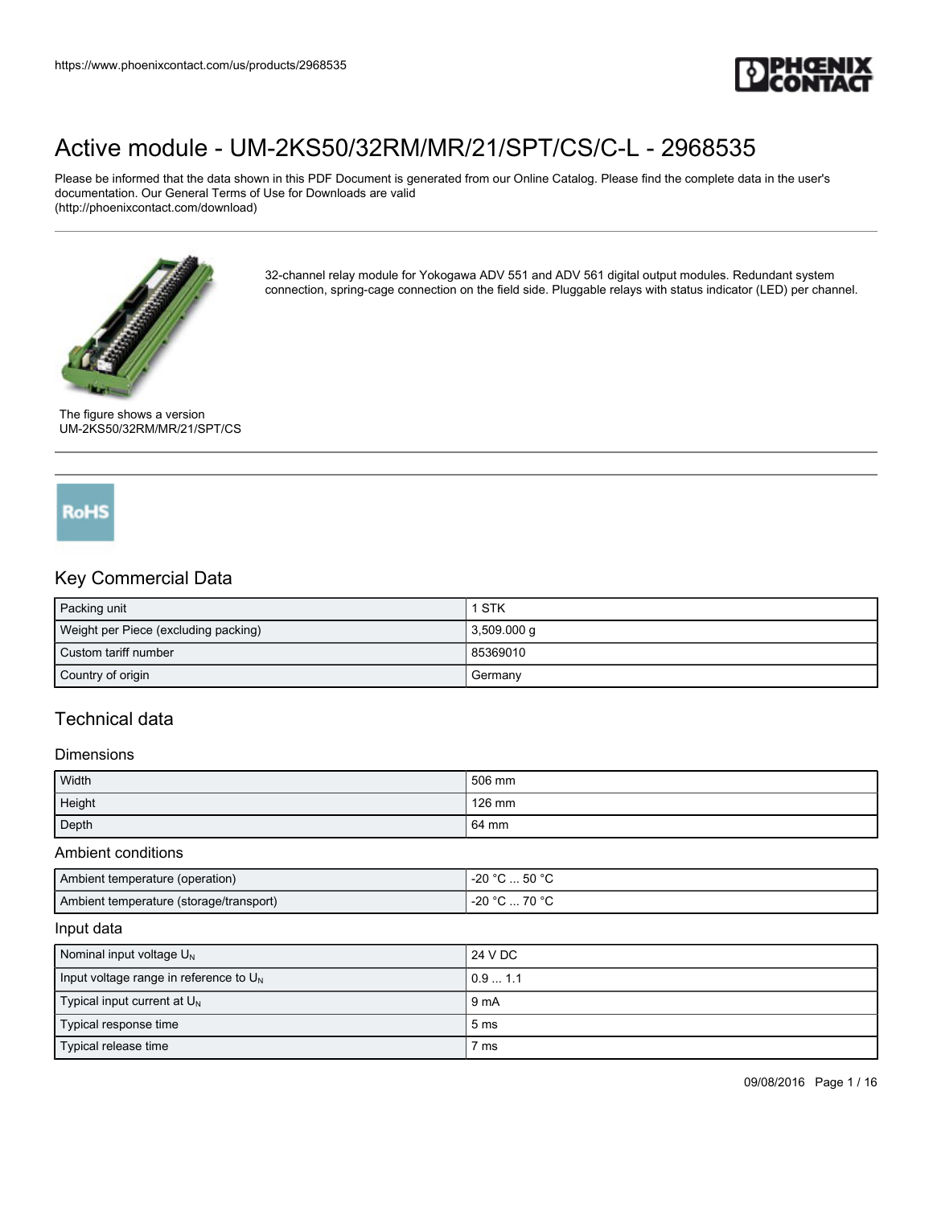# Active module - UM-2KS50/32RM/MR/21/SPT/CS/C-L - 2968535

Please be informed that the data shown in this PDF Document is generated from our Online Catalog. Please find the complete data in the user's documentation. Our General Terms of Use for Downloads are valid (http://phoenixcontact.com/download)

32-channel relay module for Yokogawa ADV 551 and ADV 561 digital output modules. Redundant system connection, spring-cage connection on the field side. Pluggable relays with status indicator (LED) per channel.

The figure shows a version UM-2KS50/32RM/MR/21/SPT/CS

RoHS

## Key Commercial Data

| | |
|---|---|
| Packing unit | 1 STK |
| Weight per Piece (excluding packing) | 3,509.000 g |
| Custom tariff number | 85369010 |
| Country of origin | Germany |

## Technical data

### Dimensions

| | |
|---|---|
| Width | 506 mm |
| Height | 126 mm |
| Depth | 64 mm |

### Ambient conditions

| | |
|---|---|
| Ambient temperature (operation) | -20 °C ... 50 °C |
| Ambient temperature (storage/transport) | -20 °C ... 70 °C |

### Input data

| | |
|---|---|
| Nominal input voltage $U_N$ | 24 V DC |
| Input voltage range in reference to $U_N$ | 0.9 ... 1.1 |
| Typical input current at $U_N$ | 9 mA |
| Typical response time | 5 ms |
| Typical release time | 7 ms |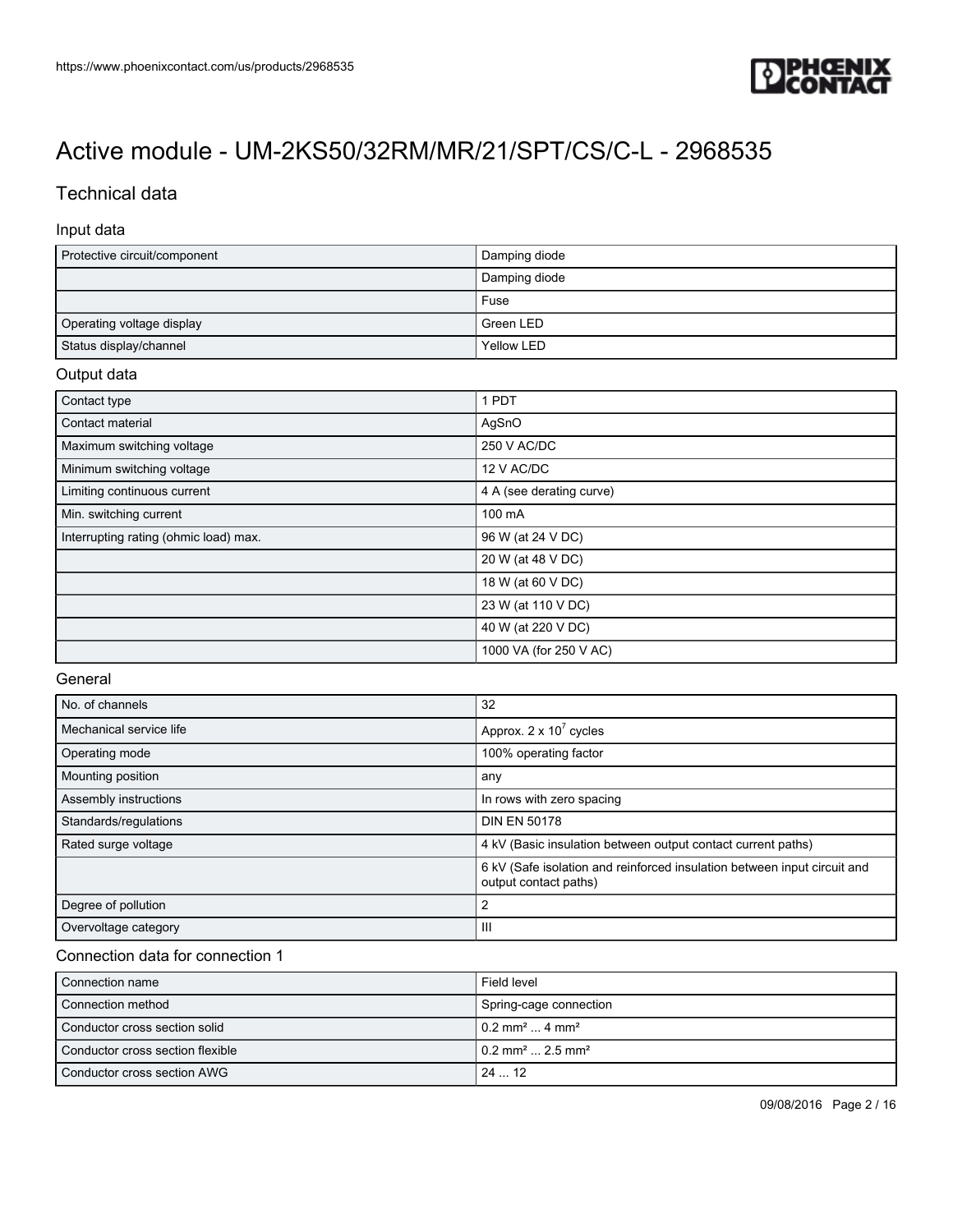# Active module - UM-2KS50/32RM/MR/21/SPT/CS/C-L - 2968535

## Technical data

### Input data

| | |
|---|---|
| Protective circuit/component | Damping diode |
| | Damping diode |
| | Fuse |
| Operating voltage display | Green LED |
| Status display/channel | Yellow LED |

### Output data

| | |
|---|---|
| Contact type | 1 PDT |
| Contact material | AgSnO |
| Maximum switching voltage | 250 V AC/DC |
| Minimum switching voltage | 12 V AC/DC |
| Limiting continuous current | 4 A (see derating curve) |
| Min. switching current | 100 mA |
| Interrupting rating (ohmic load) max. | 96 W (at 24 V DC) |
| | 20 W (at 48 V DC) |
| | 18 W (at 60 V DC) |
| | 23 W (at 110 V DC) |
| | 40 W (at 220 V DC) |
| | 1000 VA (for 250 V AC) |

### General

| | |
|---|---|
| No. of channels | 32 |
| Mechanical service life | Approx. 2 x $10^7$ cycles |
| Operating mode | 100% operating factor |
| Mounting position | any |
| Assembly instructions | In rows with zero spacing |
| Standards/regulations | DIN EN 50178 |
| Rated surge voltage | 4 kV (Basic insulation between output contact current paths) |
| | 6 kV (Safe isolation and reinforced insulation between input circuit and output contact paths) |
| Degree of pollution | 2 |
| Overvoltage category | III |

### Connection data for connection 1

| | |
|---|---|
| Connection name | Field level |
| Connection method | Spring-cage connection |
| Conductor cross section solid | 0.2 mm² ... 4 mm² |
| Conductor cross section flexible | 0.2 mm² ... 2.5 mm² |
| Conductor cross section AWG | 24 ... 12 |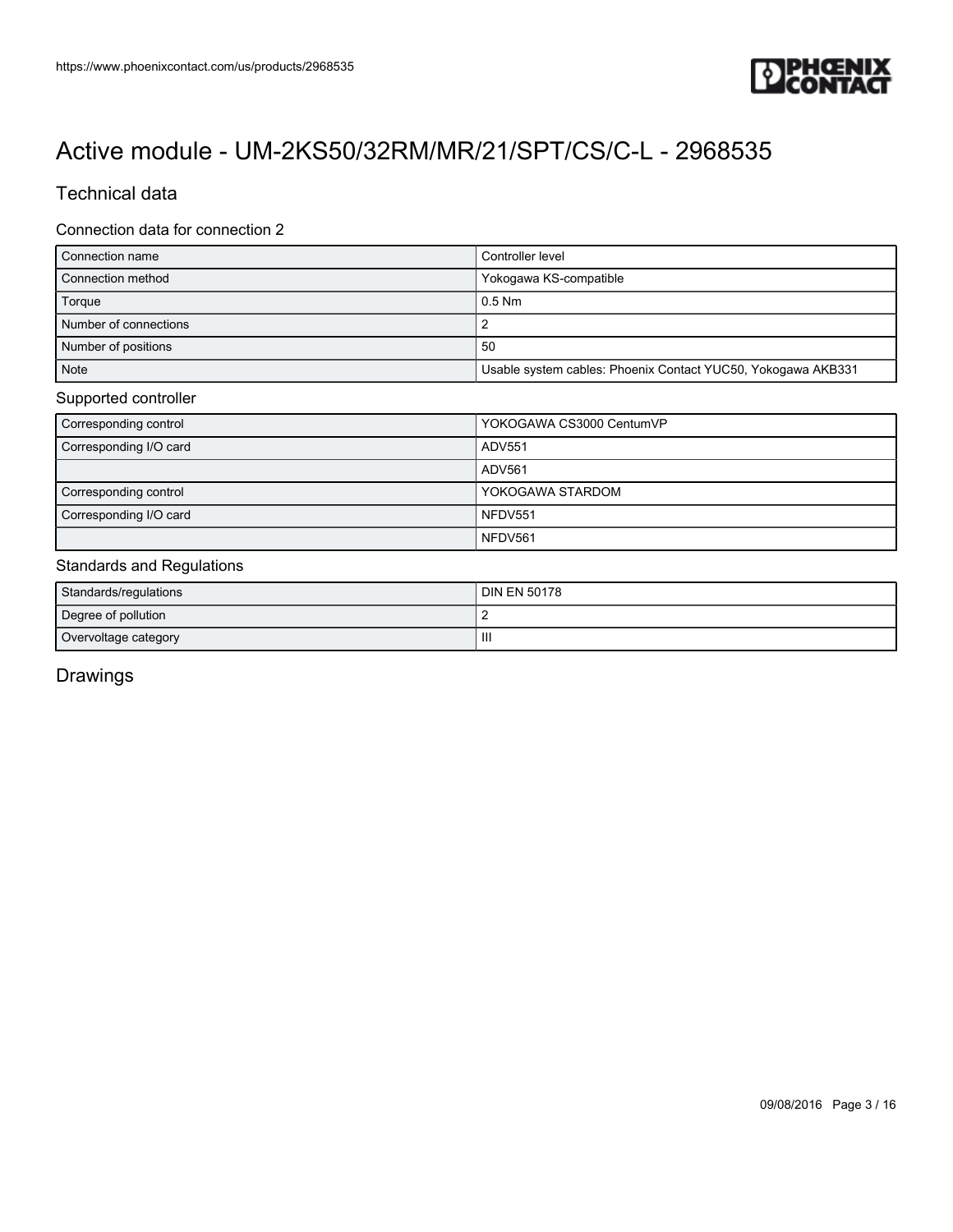# Active module - UM-2KS50/32RM/MR/21/SPT/CS/C-L - 2968535

## Technical data

### Connection data for connection 2

| | |
|---|---|
| Connection name | Controller level |
| Connection method | Yokogawa KS-compatible |
| Torque | 0.5 Nm |
| Number of connections | 2 |
| Number of positions | 50 |
| Note | Usable system cables: Phoenix Contact YUC50, Yokogawa AKB331 |

### Supported controller

| | |
|---|---|
| Corresponding control | YOKOGAWA CS3000 CentumVP |
| Corresponding I/O card | ADV551 |
| | ADV561 |
| Corresponding control | YOKOGAWA STARDOM |
| Corresponding I/O card | NFDV551 |
| | NFDV561 |

### Standards and Regulations

| | |
|---|---|
| Standards/regulations | DIN EN 50178 |
| Degree of pollution | 2 |
| Overvoltage category | III |

## Drawings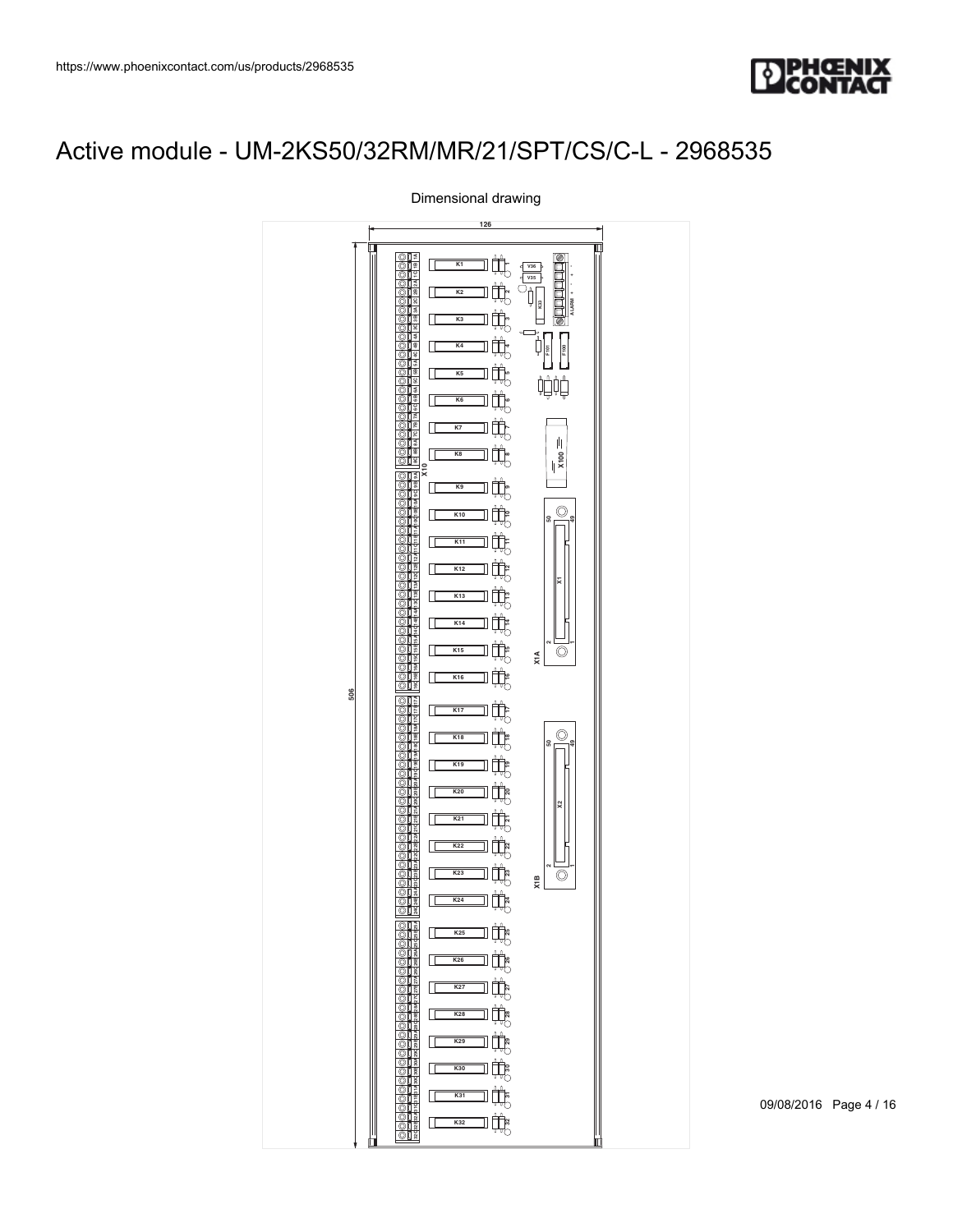# Active module - UM-2KS50/32RM/MR/21/SPT/CS/C-L - 2968535

Dimensional drawing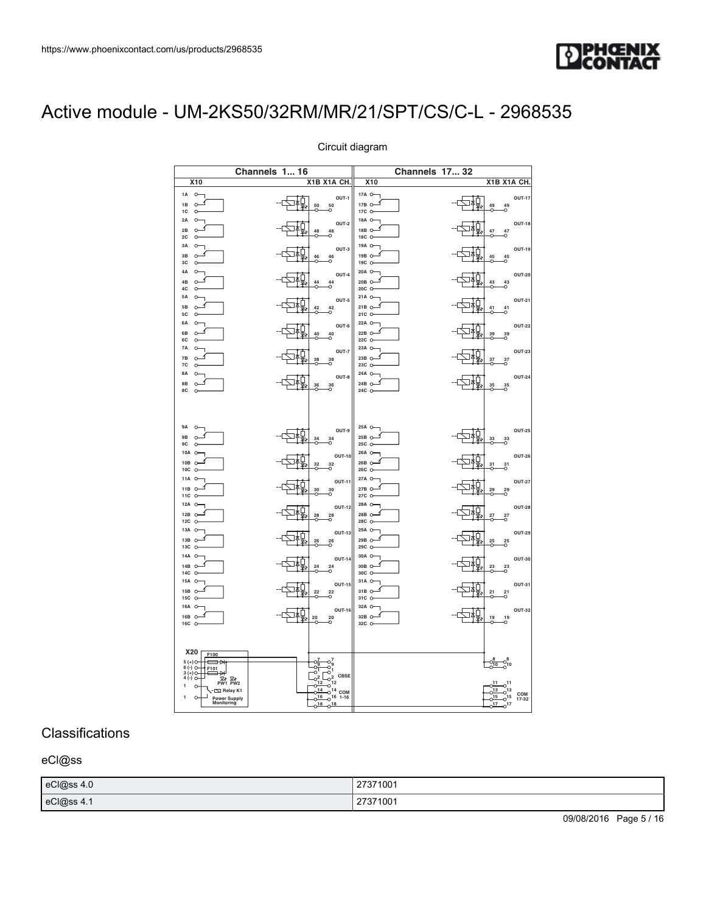# Active module - UM-2KS50/32RM/MR/21/SPT/CS/C-L - 2968535

Circuit diagram

## Classifications

### eCl@ss

| eCl@ss 4.0 | 27371001 |
|---|---|
| eCl@ss 4.1 | 27371001 |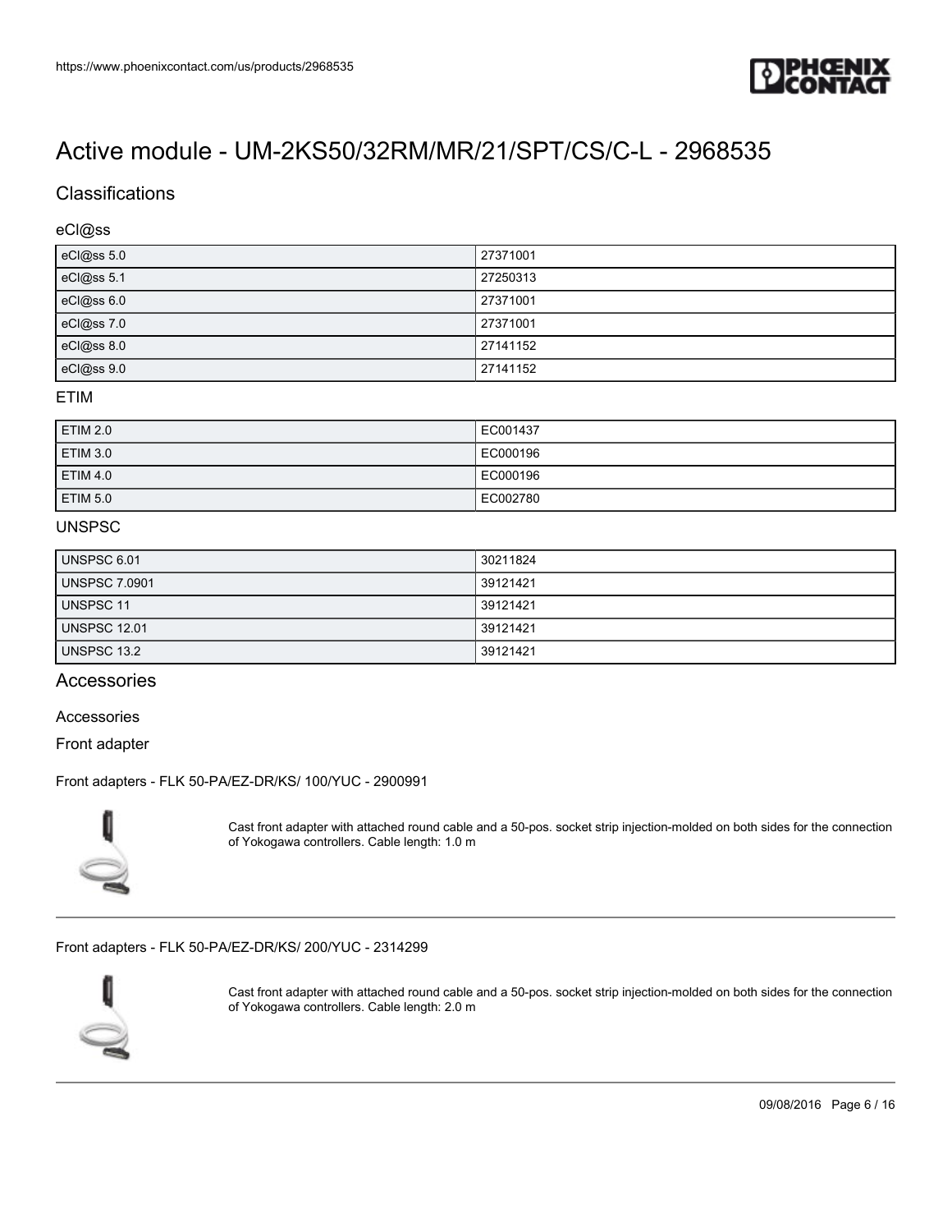# Active module - UM-2KS50/32RM/MR/21/SPT/CS/C-L - 2968535

## Classifications

### eCl@ss

| | |
|---|---|
| eCl@ss 5.0 | 27371001 |
| eCl@ss 5.1 | 27250313 |
| eCl@ss 6.0 | 27371001 |
| eCl@ss 7.0 | 27371001 |
| eCl@ss 8.0 | 27141152 |
| eCl@ss 9.0 | 27141152 |

### ETIM

| | |
|---|---|
| ETIM 2.0 | EC001437 |
| ETIM 3.0 | EC000196 |
| ETIM 4.0 | EC000196 |
| ETIM 5.0 | EC002780 |

### UNSPSC

| | |
|---|---|
| UNSPSC 6.01 | 30211824 |
| UNSPSC 7.0901 | 39121421 |
| UNSPSC 11 | 39121421 |
| UNSPSC 12.01 | 39121421 |
| UNSPSC 13.2 | 39121421 |

## Accessories

Accessories

Front adapter

Front adapters - FLK 50-PA/EZ-DR/KS/ 100/YUC - 2900991

Cast front adapter with attached round cable and a 50-pos. socket strip injection-molded on both sides for the connection of Yokogawa controllers. Cable length: 1.0 m

---

Front adapters - FLK 50-PA/EZ-DR/KS/ 200/YUC - 2314299

Cast front adapter with attached round cable and a 50-pos. socket strip injection-molded on both sides for the connection of Yokogawa controllers. Cable length: 2.0 m

---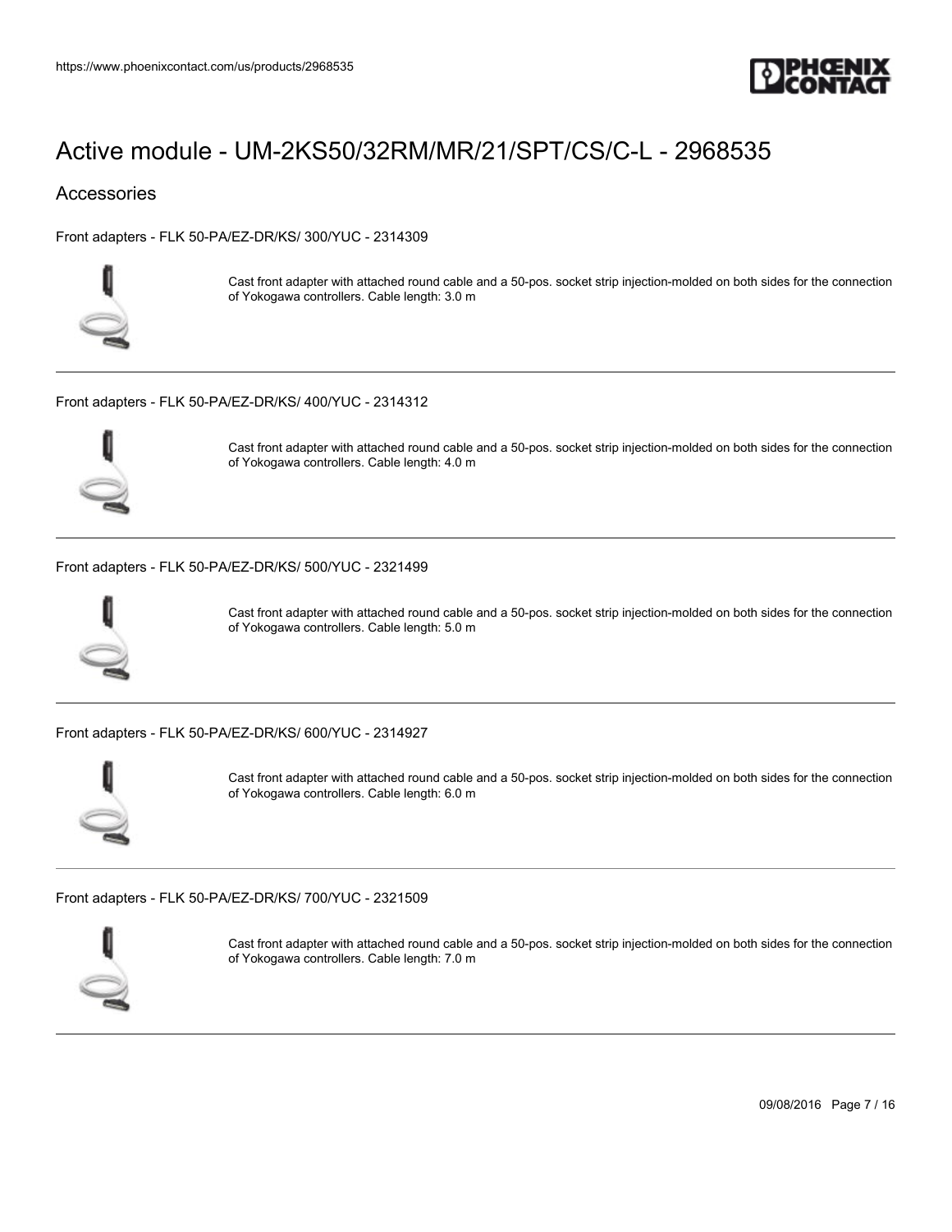# Active module - UM-2KS50/32RM/MR/21/SPT/CS/C-L - 2968535

## Accessories

Front adapters - FLK 50-PA/EZ-DR/KS/ 300/YUC - 2314309

Cast front adapter with attached round cable and a 50-pos. socket strip injection-molded on both sides for the connection of Yokogawa controllers. Cable length: 3.0 m

---

Front adapters - FLK 50-PA/EZ-DR/KS/ 400/YUC - 2314312

Cast front adapter with attached round cable and a 50-pos. socket strip injection-molded on both sides for the connection of Yokogawa controllers. Cable length: 4.0 m

---

Front adapters - FLK 50-PA/EZ-DR/KS/ 500/YUC - 2321499

Cast front adapter with attached round cable and a 50-pos. socket strip injection-molded on both sides for the connection of Yokogawa controllers. Cable length: 5.0 m

---

Front adapters - FLK 50-PA/EZ-DR/KS/ 600/YUC - 2314927

Cast front adapter with attached round cable and a 50-pos. socket strip injection-molded on both sides for the connection of Yokogawa controllers. Cable length: 6.0 m

---

Front adapters - FLK 50-PA/EZ-DR/KS/ 700/YUC - 2321509

Cast front adapter with attached round cable and a 50-pos. socket strip injection-molded on both sides for the connection of Yokogawa controllers. Cable length: 7.0 m

---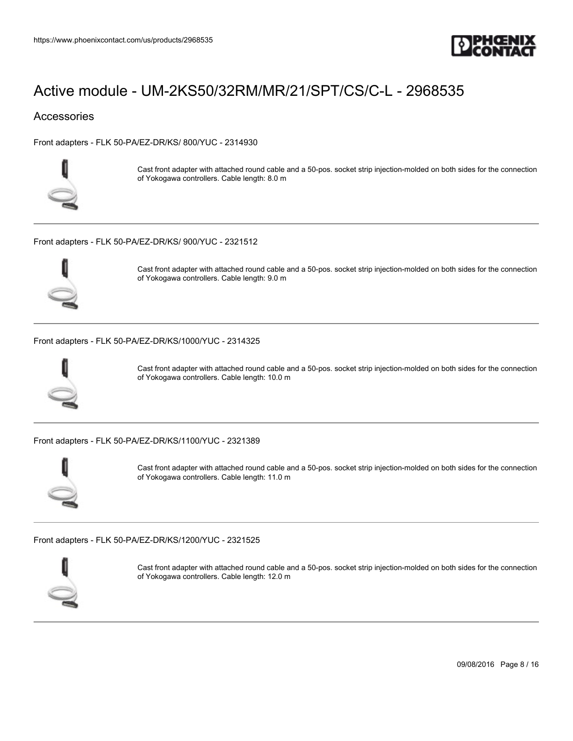# Active module - UM-2KS50/32RM/MR/21/SPT/CS/C-L - 2968535

## Accessories

Front adapters - FLK 50-PA/EZ-DR/KS/ 800/YUC - 2314930

Cast front adapter with attached round cable and a 50-pos. socket strip injection-molded on both sides for the connection of Yokogawa controllers. Cable length: 8.0 m

---

Front adapters - FLK 50-PA/EZ-DR/KS/ 900/YUC - 2321512

Cast front adapter with attached round cable and a 50-pos. socket strip injection-molded on both sides for the connection of Yokogawa controllers. Cable length: 9.0 m

---

Front adapters - FLK 50-PA/EZ-DR/KS/1000/YUC - 2314325

Cast front adapter with attached round cable and a 50-pos. socket strip injection-molded on both sides for the connection of Yokogawa controllers. Cable length: 10.0 m

---

Front adapters - FLK 50-PA/EZ-DR/KS/1100/YUC - 2321389

Cast front adapter with attached round cable and a 50-pos. socket strip injection-molded on both sides for the connection of Yokogawa controllers. Cable length: 11.0 m

---

Front adapters - FLK 50-PA/EZ-DR/KS/1200/YUC - 2321525

Cast front adapter with attached round cable and a 50-pos. socket strip injection-molded on both sides for the connection of Yokogawa controllers. Cable length: 12.0 m

---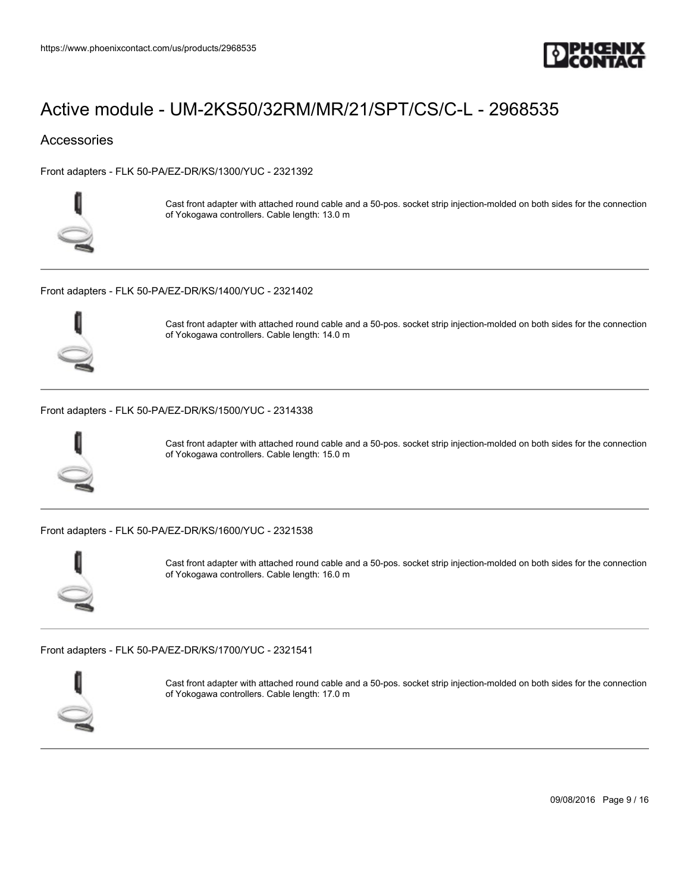# Active module - UM-2KS50/32RM/MR/21/SPT/CS/C-L - 2968535

## Accessories

Front adapters - FLK 50-PA/EZ-DR/KS/1300/YUC - 2321392

Cast front adapter with attached round cable and a 50-pos. socket strip injection-molded on both sides for the connection of Yokogawa controllers. Cable length: 13.0 m

Front adapters - FLK 50-PA/EZ-DR/KS/1400/YUC - 2321402

Cast front adapter with attached round cable and a 50-pos. socket strip injection-molded on both sides for the connection of Yokogawa controllers. Cable length: 14.0 m

Front adapters - FLK 50-PA/EZ-DR/KS/1500/YUC - 2314338

Cast front adapter with attached round cable and a 50-pos. socket strip injection-molded on both sides for the connection of Yokogawa controllers. Cable length: 15.0 m

Front adapters - FLK 50-PA/EZ-DR/KS/1600/YUC - 2321538

Cast front adapter with attached round cable and a 50-pos. socket strip injection-molded on both sides for the connection of Yokogawa controllers. Cable length: 16.0 m

Front adapters - FLK 50-PA/EZ-DR/KS/1700/YUC - 2321541

Cast front adapter with attached round cable and a 50-pos. socket strip injection-molded on both sides for the connection of Yokogawa controllers. Cable length: 17.0 m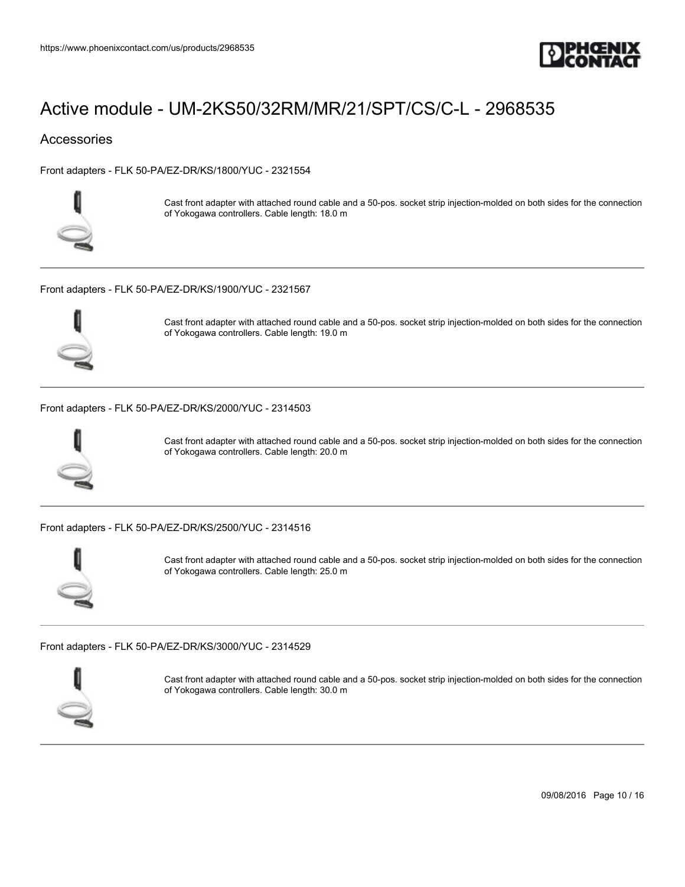# Active module - UM-2KS50/32RM/MR/21/SPT/CS/C-L - 2968535

## Accessories

Front adapters - FLK 50-PA/EZ-DR/KS/1800/YUC - 2321554

Cast front adapter with attached round cable and a 50-pos. socket strip injection-molded on both sides for the connection of Yokogawa controllers. Cable length: 18.0 m

---

Front adapters - FLK 50-PA/EZ-DR/KS/1900/YUC - 2321567

Cast front adapter with attached round cable and a 50-pos. socket strip injection-molded on both sides for the connection of Yokogawa controllers. Cable length: 19.0 m

---

Front adapters - FLK 50-PA/EZ-DR/KS/2000/YUC - 2314503

Cast front adapter with attached round cable and a 50-pos. socket strip injection-molded on both sides for the connection of Yokogawa controllers. Cable length: 20.0 m

---

Front adapters - FLK 50-PA/EZ-DR/KS/2500/YUC - 2314516

Cast front adapter with attached round cable and a 50-pos. socket strip injection-molded on both sides for the connection of Yokogawa controllers. Cable length: 25.0 m

---

Front adapters - FLK 50-PA/EZ-DR/KS/3000/YUC - 2314529

Cast front adapter with attached round cable and a 50-pos. socket strip injection-molded on both sides for the connection of Yokogawa controllers. Cable length: 30.0 m

---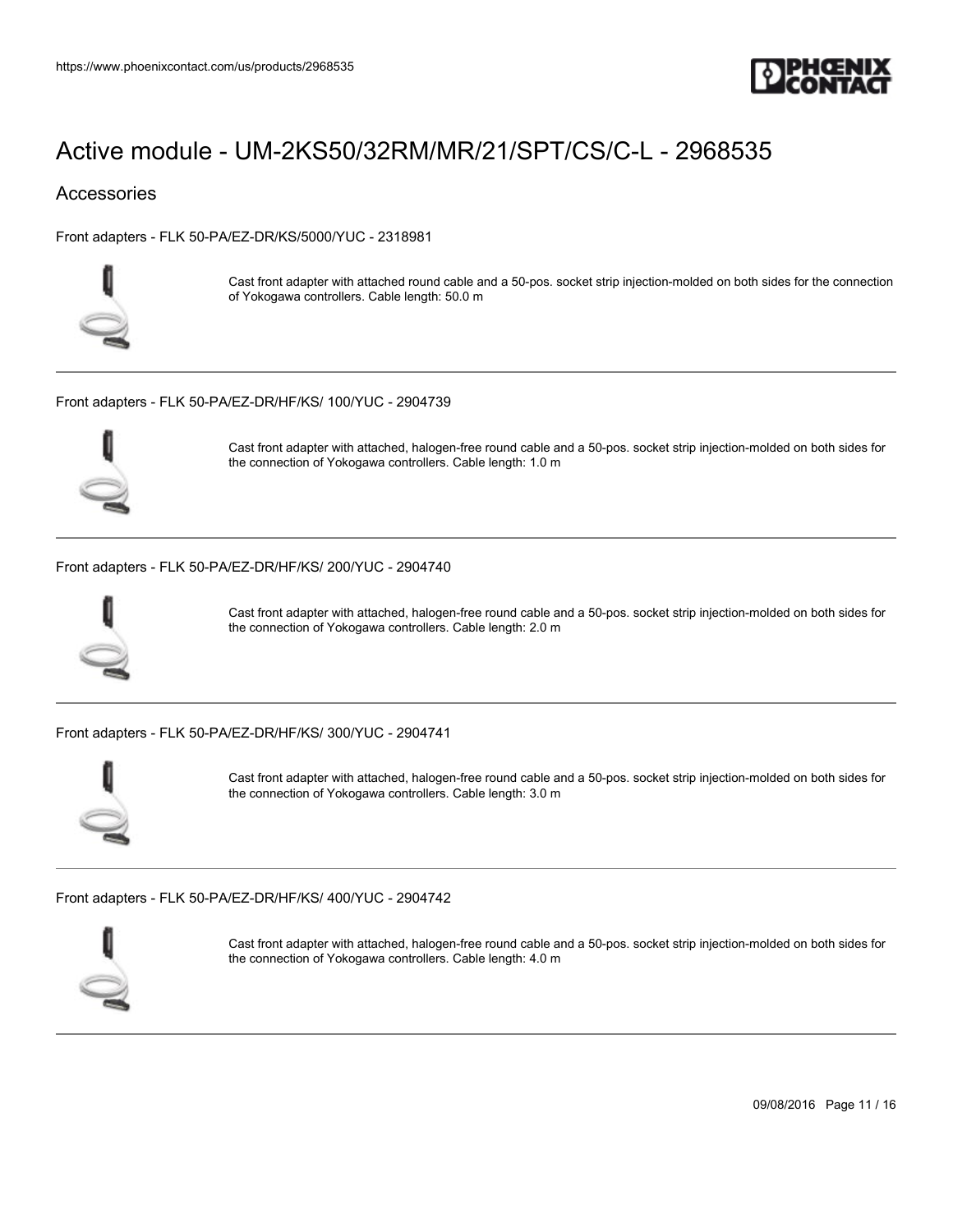# Active module - UM-2KS50/32RM/MR/21/SPT/CS/C-L - 2968535

## Accessories

Front adapters - FLK 50-PA/EZ-DR/KS/5000/YUC - 2318981

Cast front adapter with attached round cable and a 50-pos. socket strip injection-molded on both sides for the connection of Yokogawa controllers. Cable length: 50.0 m

---

Front adapters - FLK 50-PA/EZ-DR/HF/KS/ 100/YUC - 2904739

Cast front adapter with attached, halogen-free round cable and a 50-pos. socket strip injection-molded on both sides for the connection of Yokogawa controllers. Cable length: 1.0 m

---

Front adapters - FLK 50-PA/EZ-DR/HF/KS/ 200/YUC - 2904740

Cast front adapter with attached, halogen-free round cable and a 50-pos. socket strip injection-molded on both sides for the connection of Yokogawa controllers. Cable length: 2.0 m

---

Front adapters - FLK 50-PA/EZ-DR/HF/KS/ 300/YUC - 2904741

Cast front adapter with attached, halogen-free round cable and a 50-pos. socket strip injection-molded on both sides for the connection of Yokogawa controllers. Cable length: 3.0 m

---

Front adapters - FLK 50-PA/EZ-DR/HF/KS/ 400/YUC - 2904742

Cast front adapter with attached, halogen-free round cable and a 50-pos. socket strip injection-molded on both sides for the connection of Yokogawa controllers. Cable length: 4.0 m

---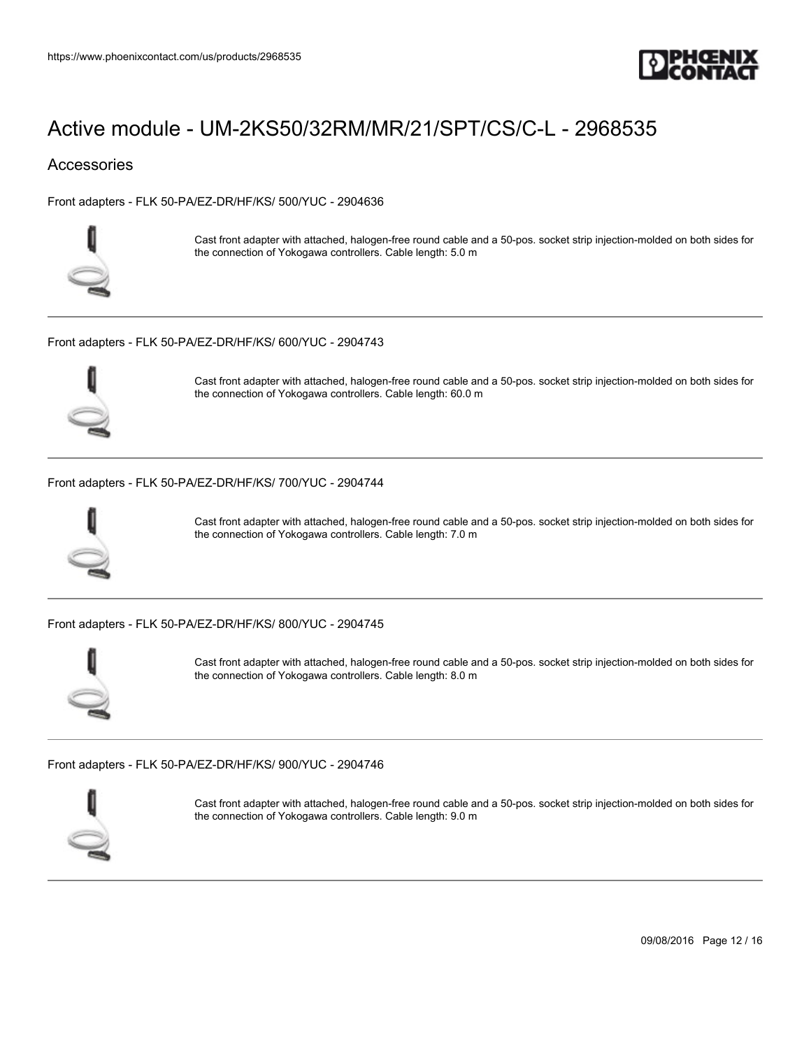# Active module - UM-2KS50/32RM/MR/21/SPT/CS/C-L - 2968535

## Accessories

Front adapters - FLK 50-PA/EZ-DR/HF/KS/ 500/YUC - 2904636

Cast front adapter with attached, halogen-free round cable and a 50-pos. socket strip injection-molded on both sides for the connection of Yokogawa controllers. Cable length: 5.0 m

---

Front adapters - FLK 50-PA/EZ-DR/HF/KS/ 600/YUC - 2904743

Cast front adapter with attached, halogen-free round cable and a 50-pos. socket strip injection-molded on both sides for the connection of Yokogawa controllers. Cable length: 60.0 m

---

Front adapters - FLK 50-PA/EZ-DR/HF/KS/ 700/YUC - 2904744

Cast front adapter with attached, halogen-free round cable and a 50-pos. socket strip injection-molded on both sides for the connection of Yokogawa controllers. Cable length: 7.0 m

---

Front adapters - FLK 50-PA/EZ-DR/HF/KS/ 800/YUC - 2904745

Cast front adapter with attached, halogen-free round cable and a 50-pos. socket strip injection-molded on both sides for the connection of Yokogawa controllers. Cable length: 8.0 m

---

Front adapters - FLK 50-PA/EZ-DR/HF/KS/ 900/YUC - 2904746

Cast front adapter with attached, halogen-free round cable and a 50-pos. socket strip injection-molded on both sides for the connection of Yokogawa controllers. Cable length: 9.0 m

---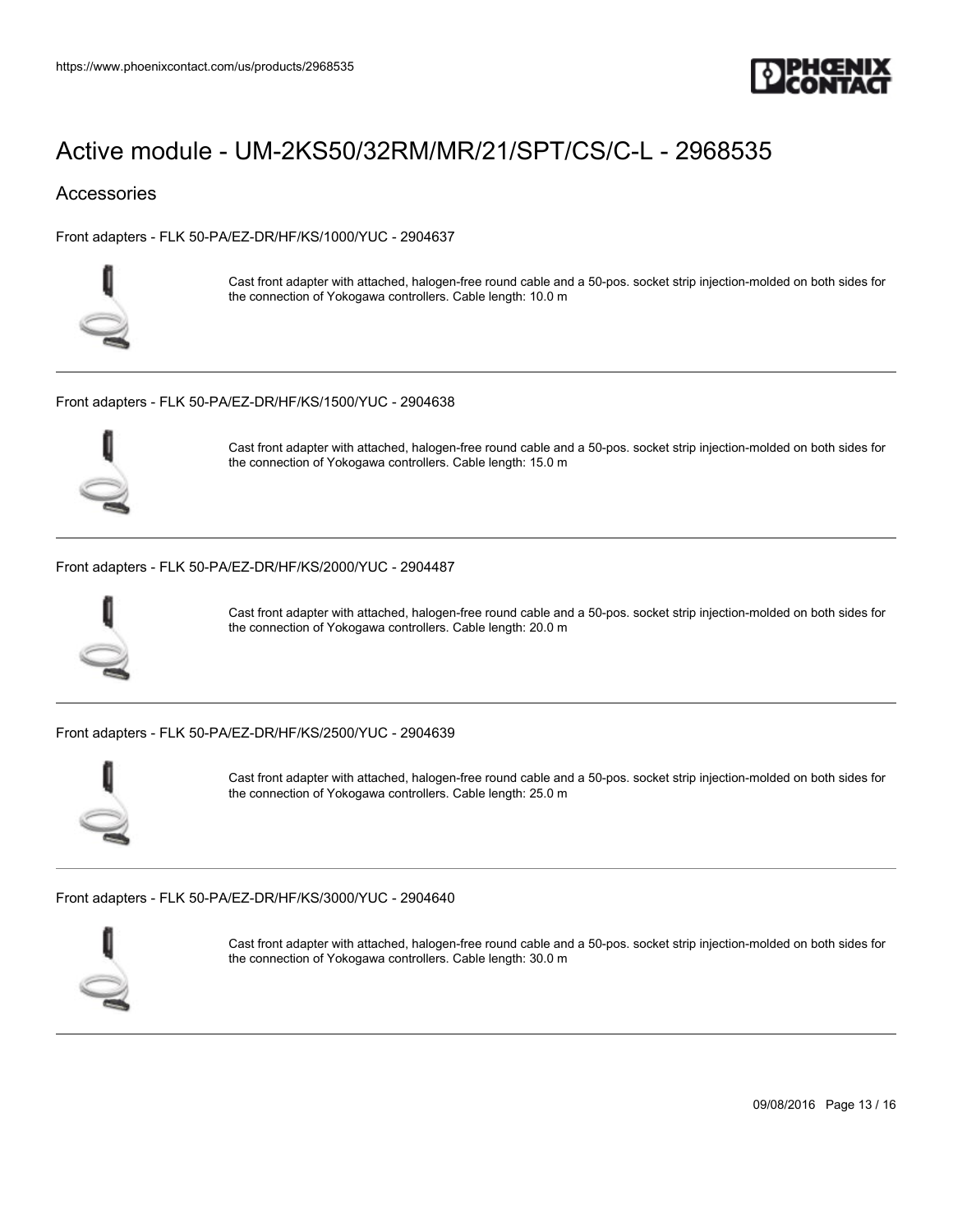# Active module - UM-2KS50/32RM/MR/21/SPT/CS/C-L - 2968535

## Accessories

Front adapters - FLK 50-PA/EZ-DR/HF/KS/1000/YUC - 2904637

Cast front adapter with attached, halogen-free round cable and a 50-pos. socket strip injection-molded on both sides for the connection of Yokogawa controllers. Cable length: 10.0 m

---

Front adapters - FLK 50-PA/EZ-DR/HF/KS/1500/YUC - 2904638

Cast front adapter with attached, halogen-free round cable and a 50-pos. socket strip injection-molded on both sides for the connection of Yokogawa controllers. Cable length: 15.0 m

---

Front adapters - FLK 50-PA/EZ-DR/HF/KS/2000/YUC - 2904487

Cast front adapter with attached, halogen-free round cable and a 50-pos. socket strip injection-molded on both sides for the connection of Yokogawa controllers. Cable length: 20.0 m

---

Front adapters - FLK 50-PA/EZ-DR/HF/KS/2500/YUC - 2904639

Cast front adapter with attached, halogen-free round cable and a 50-pos. socket strip injection-molded on both sides for the connection of Yokogawa controllers. Cable length: 25.0 m

---

Front adapters - FLK 50-PA/EZ-DR/HF/KS/3000/YUC - 2904640

Cast front adapter with attached, halogen-free round cable and a 50-pos. socket strip injection-molded on both sides for the connection of Yokogawa controllers. Cable length: 30.0 m

---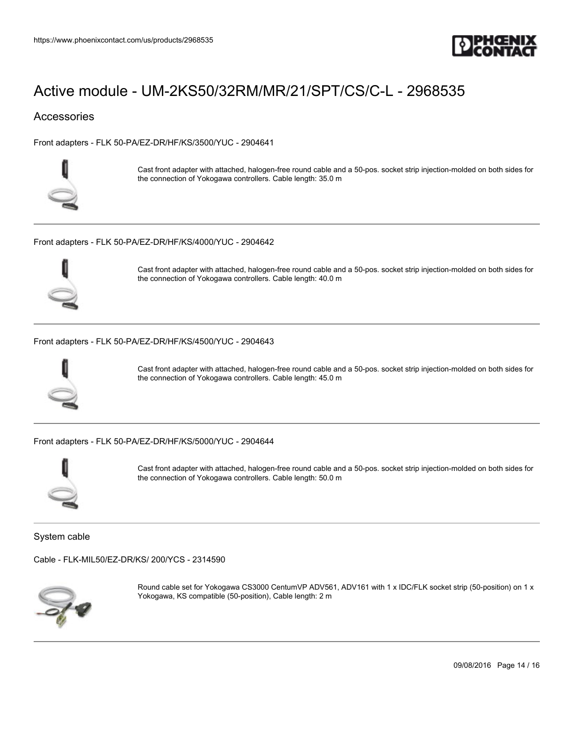# Active module - UM-2KS50/32RM/MR/21/SPT/CS/C-L - 2968535

## Accessories

Front adapters - FLK 50-PA/EZ-DR/HF/KS/3500/YUC - 2904641

Cast front adapter with attached, halogen-free round cable and a 50-pos. socket strip injection-molded on both sides for the connection of Yokogawa controllers. Cable length: 35.0 m

---

Front adapters - FLK 50-PA/EZ-DR/HF/KS/4000/YUC - 2904642

Cast front adapter with attached, halogen-free round cable and a 50-pos. socket strip injection-molded on both sides for the connection of Yokogawa controllers. Cable length: 40.0 m

---

Front adapters - FLK 50-PA/EZ-DR/HF/KS/4500/YUC - 2904643

Cast front adapter with attached, halogen-free round cable and a 50-pos. socket strip injection-molded on both sides for the connection of Yokogawa controllers. Cable length: 45.0 m

---

Front adapters - FLK 50-PA/EZ-DR/HF/KS/5000/YUC - 2904644

Cast front adapter with attached, halogen-free round cable and a 50-pos. socket strip injection-molded on both sides for the connection of Yokogawa controllers. Cable length: 50.0 m

---

System cable

Cable - FLK-MIL50/EZ-DR/KS/ 200/YCS - 2314590

Round cable set for Yokogawa CS3000 CentumVP ADV561, ADV161 with 1 x IDC/FLK socket strip (50-position) on 1 x Yokogawa, KS compatible (50-position), Cable length: 2 m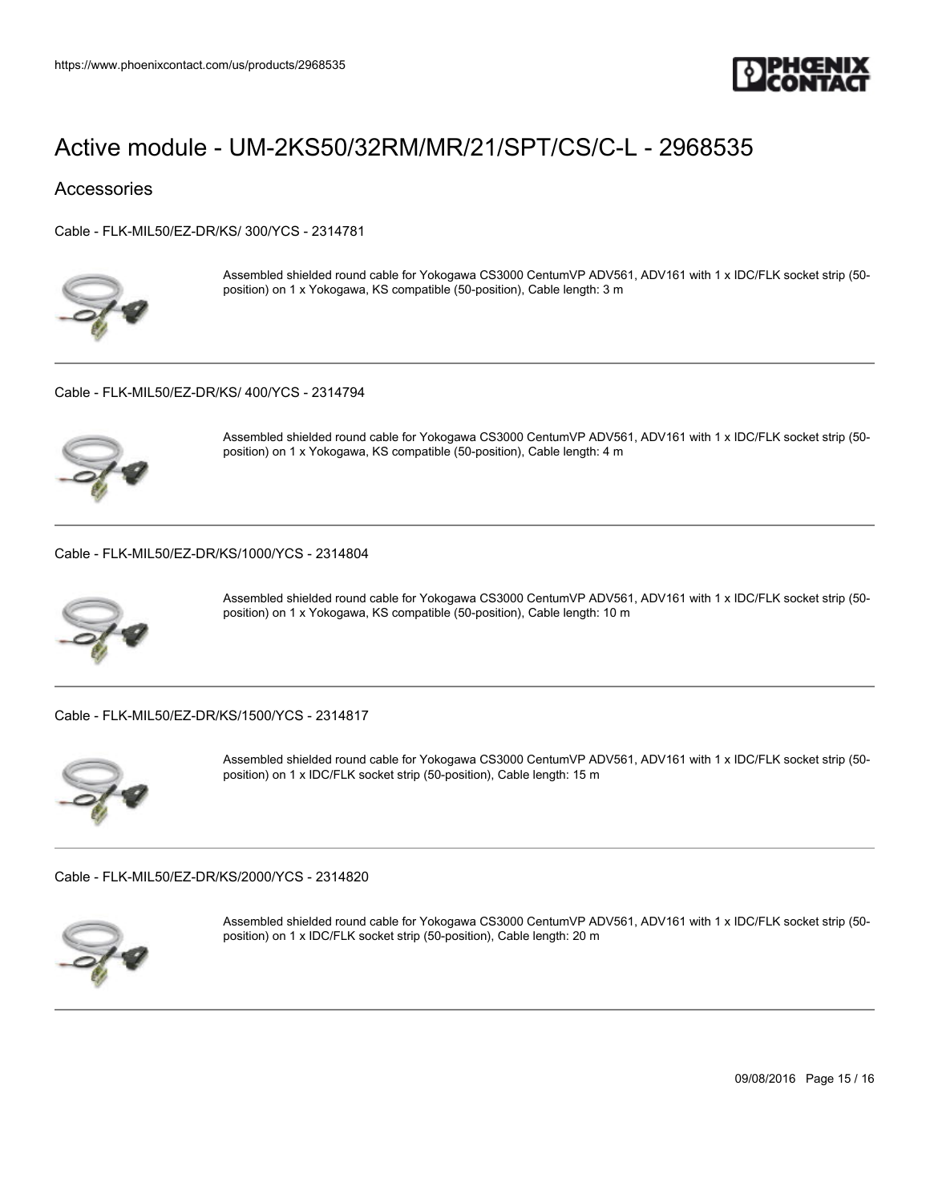# Active module - UM-2KS50/32RM/MR/21/SPT/CS/C-L - 2968535

## Accessories

Cable - FLK-MIL50/EZ-DR/KS/ 300/YCS - 2314781

Assembled shielded round cable for Yokogawa CS3000 CentumVP ADV561, ADV161 with 1 x IDC/FLK socket strip (50-position) on 1 x Yokogawa, KS compatible (50-position), Cable length: 3 m

---

Cable - FLK-MIL50/EZ-DR/KS/ 400/YCS - 2314794

Assembled shielded round cable for Yokogawa CS3000 CentumVP ADV561, ADV161 with 1 x IDC/FLK socket strip (50-position) on 1 x Yokogawa, KS compatible (50-position), Cable length: 4 m

---

Cable - FLK-MIL50/EZ-DR/KS/1000/YCS - 2314804

Assembled shielded round cable for Yokogawa CS3000 CentumVP ADV561, ADV161 with 1 x IDC/FLK socket strip (50-position) on 1 x Yokogawa, KS compatible (50-position), Cable length: 10 m

---

Cable - FLK-MIL50/EZ-DR/KS/1500/YCS - 2314817

Assembled shielded round cable for Yokogawa CS3000 CentumVP ADV561, ADV161 with 1 x IDC/FLK socket strip (50-position) on 1 x IDC/FLK socket strip (50-position), Cable length: 15 m

---

Cable - FLK-MIL50/EZ-DR/KS/2000/YCS - 2314820

Assembled shielded round cable for Yokogawa CS3000 CentumVP ADV561, ADV161 with 1 x IDC/FLK socket strip (50-position) on 1 x IDC/FLK socket strip (50-position), Cable length: 20 m

---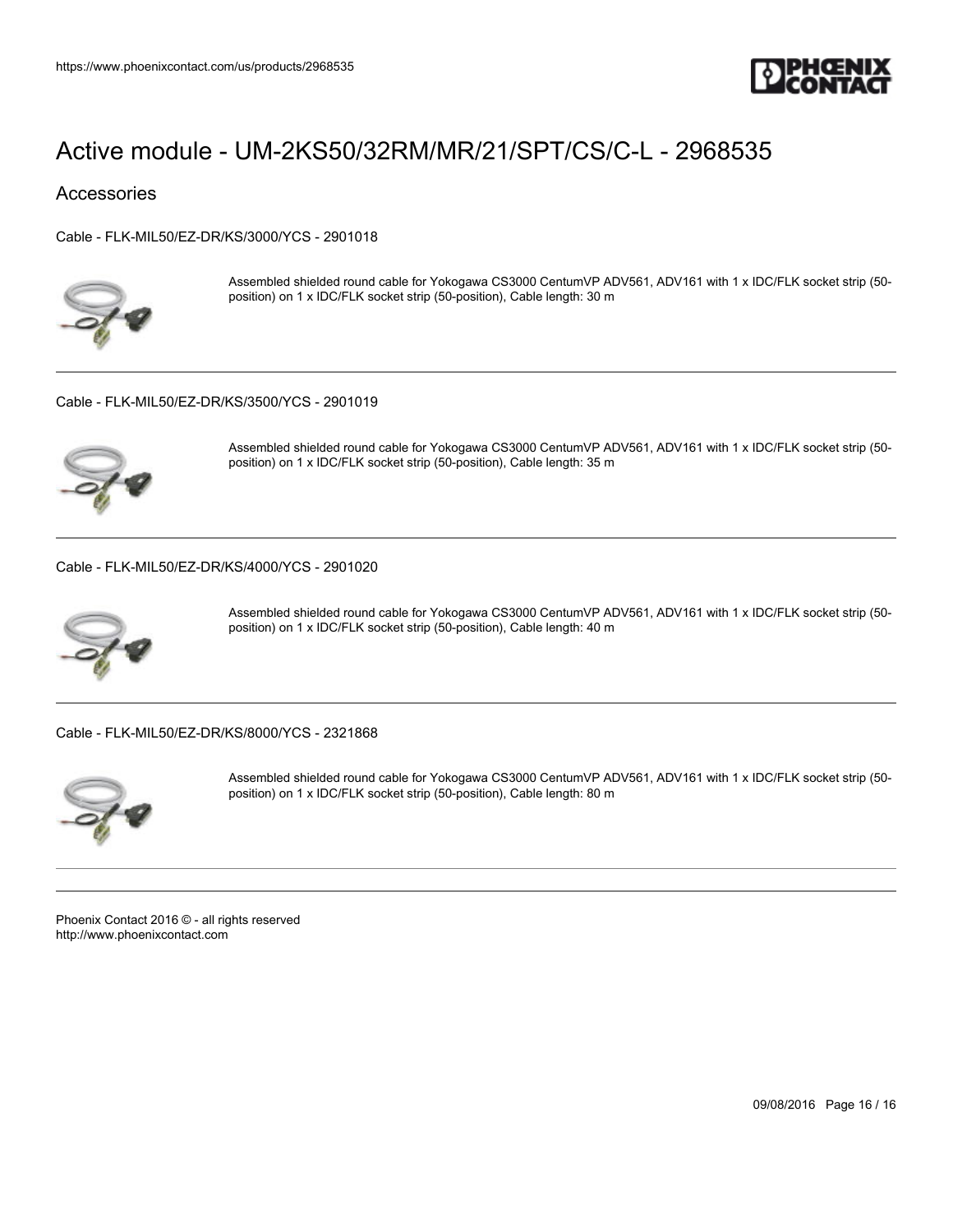# Active module - UM-2KS50/32RM/MR/21/SPT/CS/C-L - 2968535

## Accessories

Cable - FLK-MIL50/EZ-DR/KS/3000/YCS - 2901018

Assembled shielded round cable for Yokogawa CS3000 CentumVP ADV561, ADV161 with 1 x IDC/FLK socket strip (50-position) on 1 x IDC/FLK socket strip (50-position), Cable length: 30 m

---

Cable - FLK-MIL50/EZ-DR/KS/3500/YCS - 2901019

Assembled shielded round cable for Yokogawa CS3000 CentumVP ADV561, ADV161 with 1 x IDC/FLK socket strip (50-position) on 1 x IDC/FLK socket strip (50-position), Cable length: 35 m

---

Cable - FLK-MIL50/EZ-DR/KS/4000/YCS - 2901020

Assembled shielded round cable for Yokogawa CS3000 CentumVP ADV561, ADV161 with 1 x IDC/FLK socket strip (50-position) on 1 x IDC/FLK socket strip (50-position), Cable length: 40 m

---

Cable - FLK-MIL50/EZ-DR/KS/8000/YCS - 2321868

Assembled shielded round cable for Yokogawa CS3000 CentumVP ADV561, ADV161 with 1 x IDC/FLK socket strip (50-position) on 1 x IDC/FLK socket strip (50-position), Cable length: 80 m

---

Phoenix Contact 2016 © - all rights reserved
http://www.phoenixcontact.com